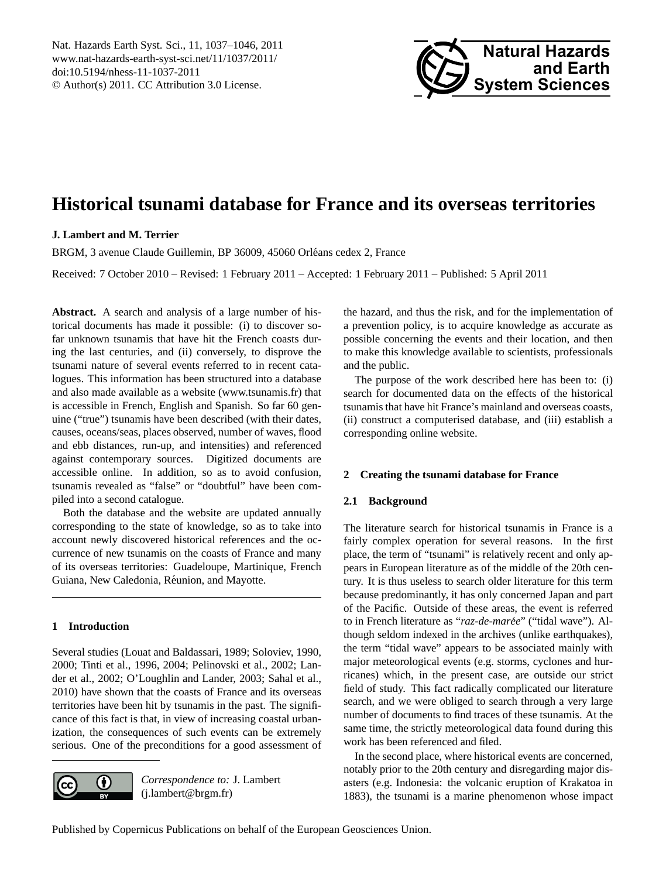# Historical tsunami database for France and its overseas territories

**J. Lambert and M. Terrier**

BRGM, 3 avenue Claude Guillemin, BP 36009, 45060 Orléans cedex 2, France

Received: 7 October 2010 – Revised: 1 February 2011 – Accepted: 1 February 2011 – Published: 5 April 2011

**Abstract.** A search and analysis of a large number of historical documents has made it possible: (i) to discover so-far unknown tsunamis that have hit the French coasts during the last centuries, and (ii) conversely, to disprove the tsunami nature of several events referred to in recent catalogues. This information has been structured into a database and also made available as a website (www.tsunamis.fr) that is accessible in French, English and Spanish. So far 60 genuine ("true") tsunamis have been described (with their dates, causes, oceans/seas, places observed, number of waves, flood and ebb distances, run-up, and intensities) and referenced against contemporary sources. Digitized documents are accessible online. In addition, so as to avoid confusion, tsunamis revealed as "false" or "doubtful" have been compiled into a second catalogue.

Both the database and the website are updated annually corresponding to the state of knowledge, so as to take into account newly discovered historical references and the occurrence of new tsunamis on the coasts of France and many of its overseas territories: Guadeloupe, Martinique, French Guiana, New Caledonia, Réunion, and Mayotte.

## 1 Introduction

Several studies (Louat and Baldassari, 1989; Soloviev, 1990, 2000; Tinti et al., 1996, 2004; Pelinovski et al., 2002; Lander et al., 2002; O'Loughlin and Lander, 2003; Sahal et al., 2010) have shown that the coasts of France and its overseas territories have been hit by tsunamis in the past. The significance of this fact is that, in view of increasing coastal urbanization, the consequences of such events can be extremely serious. One of the preconditions for a good assessment of the hazard, and thus the risk, and for the implementation of a prevention policy, is to acquire knowledge as accurate as possible concerning the events and their location, and then to make this knowledge available to scientists, professionals and the public.

The purpose of the work described here has been to: (i) search for documented data on the effects of the historical tsunamis that have hit France's mainland and overseas coasts, (ii) construct a computerised database, and (iii) establish a corresponding online website.

*Correspondence to:* J. Lambert (j.lambert@brgm.fr)

## 2 Creating the tsunami database for France

### 2.1 Background

The literature search for historical tsunamis in France is a fairly complex operation for several reasons. In the first place, the term of "tsunami" is relatively recent and only appears in European literature as of the middle of the 20th century. It is thus useless to search older literature for this term because predominantly, it has only concerned Japan and part of the Pacific. Outside of these areas, the event is referred to in French literature as "*raz-de-marée*" ("tidal wave"). Although seldom indexed in the archives (unlike earthquakes), the term "tidal wave" appears to be associated mainly with major meteorological events (e.g. storms, cyclones and hurricanes) which, in the present case, are outside our strict field of study. This fact radically complicated our literature search, and we were obliged to search through a very large number of documents to find traces of these tsunamis. At the same time, the strictly meteorological data found during this work has been referenced and filed.

In the second place, where historical events are concerned, notably prior to the 20th century and disregarding major disasters (e.g. Indonesia: the volcanic eruption of Krakatoa in 1883), the tsunami is a marine phenomenon whose impact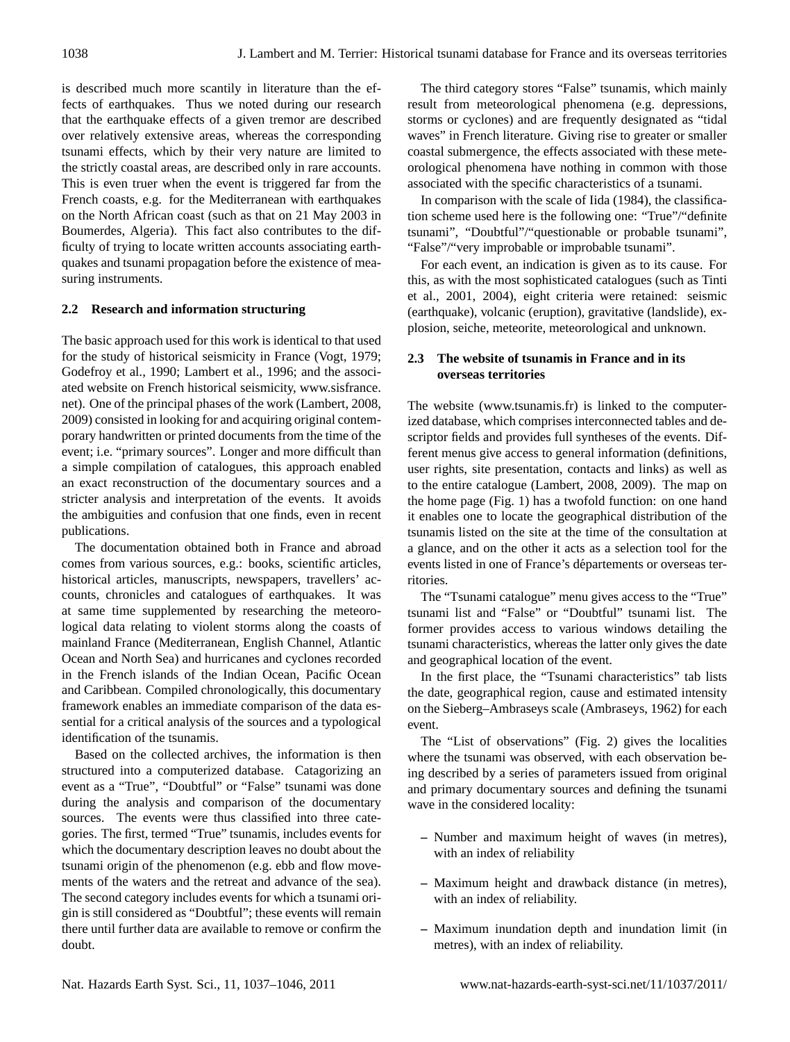is described much more scantily in literature than the effects of earthquakes. Thus we noted during our research that the earthquake effects of a given tremor are described over relatively extensive areas, whereas the corresponding tsunami effects, which by their very nature are limited to the strictly coastal areas, are described only in rare accounts. This is even truer when the event is triggered far from the French coasts, e.g. for the Mediterranean with earthquakes on the North African coast (such as that on 21 May 2003 in Boumerdes, Algeria). This fact also contributes to the difficulty of trying to locate written accounts associating earthquakes and tsunami propagation before the existence of measuring instruments.

### 2.2 Research and information structuring

The basic approach used for this work is identical to that used for the study of historical seismicity in France (Vogt, 1979; Godefroy et al., 1990; Lambert et al., 1996; and the associated website on French historical seismicity, www.sisfrance.net). One of the principal phases of the work (Lambert, 2008, 2009) consisted in looking for and acquiring original contemporary handwritten or printed documents from the time of the event; i.e. "primary sources". Longer and more difficult than a simple compilation of catalogues, this approach enabled an exact reconstruction of the documentary sources and a stricter analysis and interpretation of the events. It avoids the ambiguities and confusion that one finds, even in recent publications.

The documentation obtained both in France and abroad comes from various sources, e.g.: books, scientific articles, historical articles, manuscripts, newspapers, travellers' accounts, chronicles and catalogues of earthquakes. It was at same time supplemented by researching the meteorological data relating to violent storms along the coasts of mainland France (Mediterranean, English Channel, Atlantic Ocean and North Sea) and hurricanes and cyclones recorded in the French islands of the Indian Ocean, Pacific Ocean and Caribbean. Compiled chronologically, this documentary framework enables an immediate comparison of the data essential for a critical analysis of the sources and a typological identification of the tsunamis.

Based on the collected archives, the information is then structured into a computerized database. Catagorizing an event as a "True", "Doubtful" or "False" tsunami was done during the analysis and comparison of the documentary sources. The events were thus classified into three categories. The first, termed "True" tsunamis, includes events for which the documentary description leaves no doubt about the tsunami origin of the phenomenon (e.g. ebb and flow movements of the waters and the retreat and advance of the sea). The second category includes events for which a tsunami origin is still considered as "Doubtful"; these events will remain there until further data are available to remove or confirm the doubt.

The third category stores "False" tsunamis, which mainly result from meteorological phenomena (e.g. depressions, storms or cyclones) and are frequently designated as "tidal waves" in French literature. Giving rise to greater or smaller coastal submergence, the effects associated with these meteorological phenomena have nothing in common with those associated with the specific characteristics of a tsunami.

In comparison with the scale of Iida (1984), the classification scheme used here is the following one: "True"/"definite tsunami", "Doubtful"/"questionable or probable tsunami", "False"/"very improbable or improbable tsunami".

For each event, an indication is given as to its cause. For this, as with the most sophisticated catalogues (such as Tinti et al., 2001, 2004), eight criteria were retained: seismic (earthquake), volcanic (eruption), gravitative (landslide), explosion, seiche, meteorite, meteorological and unknown.

### 2.3 The website of tsunamis in France and in its overseas territories

The website (www.tsunamis.fr) is linked to the computerized database, which comprises interconnected tables and descriptor fields and provides full syntheses of the events. Different menus give access to general information (definitions, user rights, site presentation, contacts and links) as well as to the entire catalogue (Lambert, 2008, 2009). The map on the home page (Fig. 1) has a twofold function: on one hand it enables one to locate the geographical distribution of the tsunamis listed on the site at the time of the consultation at a glance, and on the other it acts as a selection tool for the events listed in one of France's départements or overseas territories.

The "Tsunami catalogue" menu gives access to the "True" tsunami list and "False" or "Doubtful" tsunami list. The former provides access to various windows detailing the tsunami characteristics, whereas the latter only gives the date and geographical location of the event.

In the first place, the "Tsunami characteristics" tab lists the date, geographical region, cause and estimated intensity on the Sieberg–Ambraseys scale (Ambraseys, 1962) for each event.

The "List of observations" (Fig. 2) gives the localities where the tsunami was observed, with each observation being described by a series of parameters issued from original and primary documentary sources and defining the tsunami wave in the considered locality:

- Number and maximum height of waves (in metres), with an index of reliability
- Maximum height and drawback distance (in metres), with an index of reliability.
- Maximum inundation depth and inundation limit (in metres), with an index of reliability.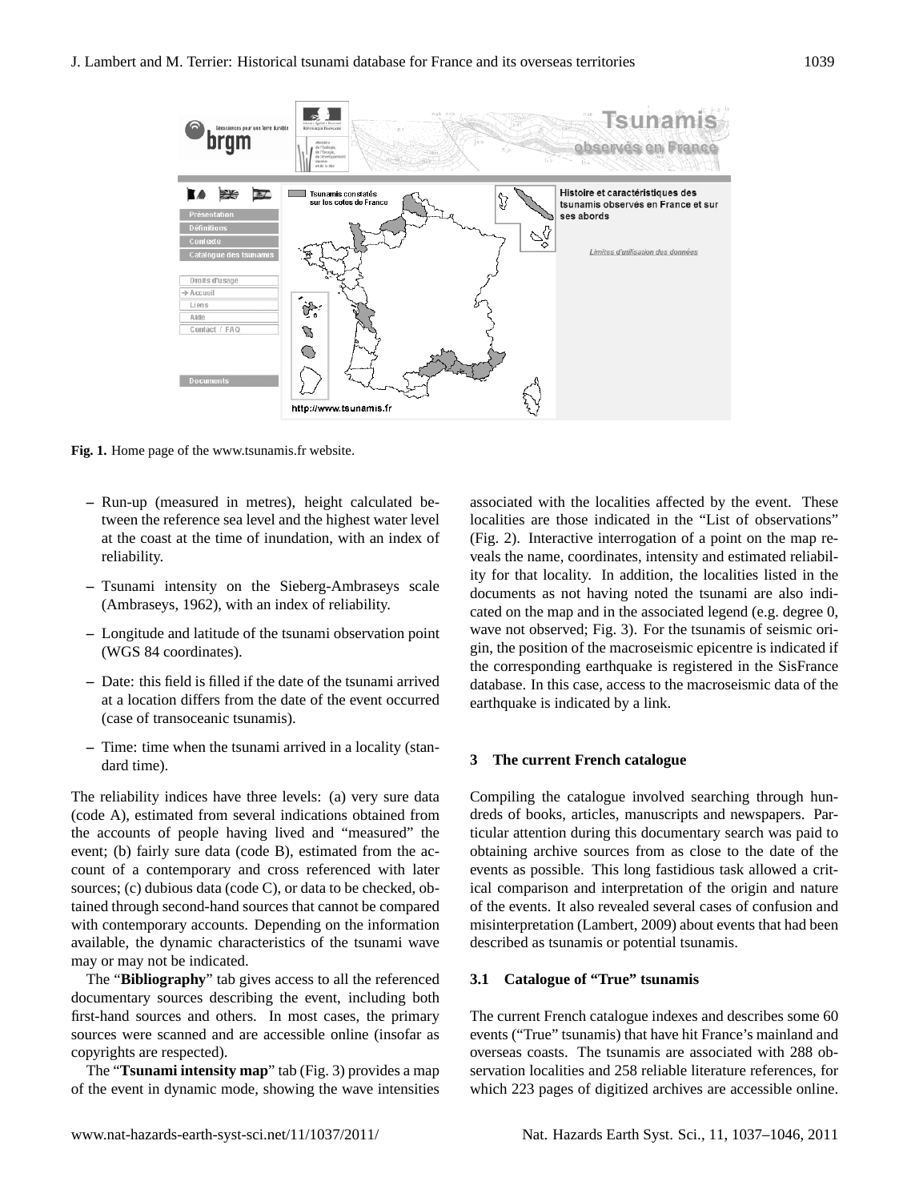**Fig. 1.** Home page of the www.tsunamis.fr website.

- Run-up (measured in metres), height calculated between the reference sea level and the highest water level at the coast at the time of inundation, with an index of reliability.
- Tsunami intensity on the Sieberg-Ambraseys scale (Ambraseys, 1962), with an index of reliability.
- Longitude and latitude of the tsunami observation point (WGS 84 coordinates).
- Date: this field is filled if the date of the tsunami arrived at a location differs from the date of the event occurred (case of transoceanic tsunamis).
- Time: time when the tsunami arrived in a locality (standard time).

The reliability indices have three levels: (a) very sure data (code A), estimated from several indications obtained from the accounts of people having lived and "measured" the event; (b) fairly sure data (code B), estimated from the account of a contemporary and cross referenced with later sources; (c) dubious data (code C), or data to be checked, obtained through second-hand sources that cannot be compared with contemporary accounts. Depending on the information available, the dynamic characteristics of the tsunami wave may or may not be indicated.

The "**Bibliography**" tab gives access to all the referenced documentary sources describing the event, including both first-hand sources and others. In most cases, the primary sources were scanned and are accessible online (insofar as copyrights are respected).

The "**Tsunami intensity map**" tab (Fig. 3) provides a map of the event in dynamic mode, showing the wave intensities associated with the localities affected by the event. These localities are those indicated in the "List of observations" (Fig. 2). Interactive interrogation of a point on the map reveals the name, coordinates, intensity and estimated reliability for that locality. In addition, the localities listed in the documents as not having noted the tsunami are also indicated on the map and in the associated legend (e.g. degree 0, wave not observed; Fig. 3). For the tsunamis of seismic origin, the position of the macroseismic epicentre is indicated if the corresponding earthquake is registered in the SisFrance database. In this case, access to the macroseismic data of the earthquake is indicated by a link.

## 3 The current French catalogue

Compiling the catalogue involved searching through hundreds of books, articles, manuscripts and newspapers. Particular attention during this documentary search was paid to obtaining archive sources from as close to the date of the events as possible. This long fastidious task allowed a critical comparison and interpretation of the origin and nature of the events. It also revealed several cases of confusion and misinterpretation (Lambert, 2009) about events that had been described as tsunamis or potential tsunamis.

### 3.1 Catalogue of "True" tsunamis

The current French catalogue indexes and describes some 60 events ("True" tsunamis) that have hit France's mainland and overseas coasts. The tsunamis are associated with 288 observation localities and 258 reliable literature references, for which 223 pages of digitized archives are accessible online.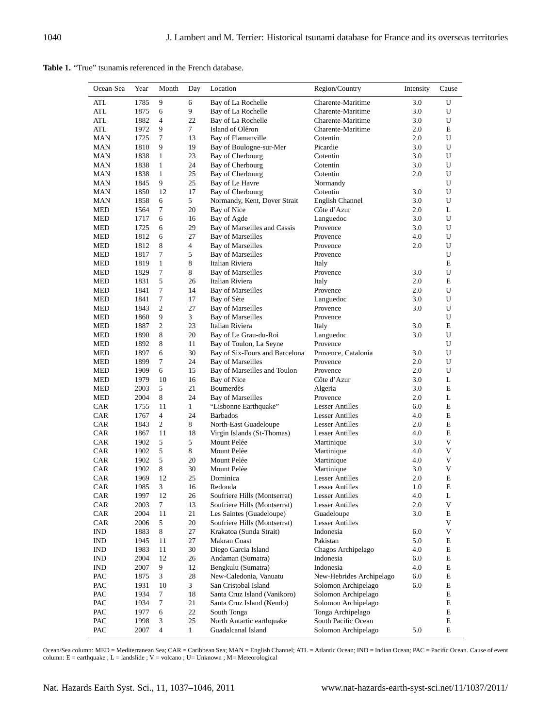**Table 1.** "True" tsunamis referenced in the French database.

| Ocean-Sea | Year | Month | Day | Location | Region/Country | Intensity | Cause |
|---|---|---|---|---|---|---|---|
| ATL | 1785 | 9 | 6 | Bay of La Rochelle | Charente-Maritime | 3.0 | U |
| ATL | 1875 | 6 | 9 | Bay of La Rochelle | Charente-Maritime | 3.0 | U |
| ATL | 1882 | 4 | 22 | Bay of La Rochelle | Charente-Maritime | 3.0 | U |
| ATL | 1972 | 9 | 7 | Island of Oléron | Charente-Maritime | 2.0 | E |
| MAN | 1725 | 7 | 13 | Bay of Flamanville | Cotentin | 2.0 | U |
| MAN | 1810 | 9 | 19 | Bay of Boulogne-sur-Mer | Picardie | 3.0 | U |
| MAN | 1838 | 1 | 23 | Bay of Cherbourg | Cotentin | 3.0 | U |
| MAN | 1838 | 1 | 24 | Bay of Cherbourg | Cotentin | 3.0 | U |
| MAN | 1838 | 1 | 25 | Bay of Cherbourg | Cotentin | 2.0 | U |
| MAN | 1845 | 9 | 25 | Bay of Le Havre | Normandy | | U |
| MAN | 1850 | 12 | 17 | Bay of Cherbourg | Cotentin | 3.0 | U |
| MAN | 1858 | 6 | 5 | Normandy, Kent, Dover Strait | English Channel | 3.0 | U |
| MED | 1564 | 7 | 20 | Bay of Nice | Côte d'Azur | 2.0 | L |
| MED | 1717 | 6 | 16 | Bay of Agde | Languedoc | 3.0 | U |
| MED | 1725 | 6 | 29 | Bay of Marseilles and Cassis | Provence | 3.0 | U |
| MED | 1812 | 6 | 27 | Bay of Marseilles | Provence | 4.0 | U |
| MED | 1812 | 8 | 4 | Bay of Marseilles | Provence | 2.0 | U |
| MED | 1817 | 7 | 5 | Bay of Marseilles | Provence | | U |
| MED | 1819 | 1 | 8 | Italian Riviera | Italy | | E |
| MED | 1829 | 7 | 8 | Bay of Marseilles | Provence | 3.0 | U |
| MED | 1831 | 5 | 26 | Italian Riviera | Italy | 2.0 | E |
| MED | 1841 | 7 | 14 | Bay of Marseilles | Provence | 2.0 | U |
| MED | 1841 | 7 | 17 | Bay of Sète | Languedoc | 3.0 | U |
| MED | 1843 | 2 | 27 | Bay of Marseilles | Provence | 3.0 | U |
| MED | 1860 | 9 | 3 | Bay of Marseilles | Provence | | U |
| MED | 1887 | 2 | 23 | Italian Riviera | Italy | 3.0 | E |
| MED | 1890 | 8 | 20 | Bay of Le Grau-du-Roi | Languedoc | 3.0 | U |
| MED | 1892 | 8 | 11 | Bay of Toulon, La Seyne | Provence | | U |
| MED | 1897 | 6 | 30 | Bay of Six-Fours and Barcelona | Provence, Catalonia | 3.0 | U |
| MED | 1899 | 7 | 24 | Bay of Marseilles | Provence | 2.0 | U |
| MED | 1909 | 6 | 15 | Bay of Marseilles and Toulon | Provence | 2.0 | U |
| MED | 1979 | 10 | 16 | Bay of Nice | Côte d'Azur | 3.0 | L |
| MED | 2003 | 5 | 21 | Boumerdès | Algeria | 3.0 | E |
| MED | 2004 | 8 | 24 | Bay of Marseilles | Provence | 2.0 | L |
| CAR | 1755 | 11 | 1 | "Lisbonne Earthquake" | Lesser Antilles | 6.0 | E |
| CAR | 1767 | 4 | 24 | Barbados | Lesser Antilles | 4.0 | E |
| CAR | 1843 | 2 | 8 | North-East Guadeloupe | Lesser Antilles | 2.0 | E |
| CAR | 1867 | 11 | 18 | Virgin Islands (St-Thomas) | Lesser Antilles | 4.0 | E |
| CAR | 1902 | 5 | 5 | Mount Pelée | Martinique | 3.0 | V |
| CAR | 1902 | 5 | 8 | Mount Pelée | Martinique | 4.0 | V |
| CAR | 1902 | 5 | 20 | Mount Pelée | Martinique | 4.0 | V |
| CAR | 1902 | 8 | 30 | Mount Pelée | Martinique | 3.0 | V |
| CAR | 1969 | 12 | 25 | Dominica | Lesser Antilles | 2.0 | E |
| CAR | 1985 | 3 | 16 | Redonda | Lesser Antilles | 1.0 | E |
| CAR | 1997 | 12 | 26 | Soufriere Hills (Montserrat) | Lesser Antilles | 4.0 | L |
| CAR | 2003 | 7 | 13 | Soufriere Hills (Montserrat) | Lesser Antilles | 2.0 | V |
| CAR | 2004 | 11 | 21 | Les Saintes (Guadeloupe) | Guadeloupe | 3.0 | E |
| CAR | 2006 | 5 | 20 | Soufriere Hills (Montserrat) | Lesser Antilles | | V |
| IND | 1883 | 8 | 27 | Krakatoa (Sunda Strait) | Indonesia | 6.0 | V |
| IND | 1945 | 11 | 27 | Makran Coast | Pakistan | 5.0 | E |
| IND | 1983 | 11 | 30 | Diego Garcia Island | Chagos Archipelago | 4.0 | E |
| IND | 2004 | 12 | 26 | Andaman (Sumatra) | Indonesia | 6.0 | E |
| IND | 2007 | 9 | 12 | Bengkulu (Sumatra) | Indonesia | 4.0 | E |
| PAC | 1875 | 3 | 28 | New-Caledonia, Vanuatu | New-Hebrides Archipelago | 6.0 | E |
| PAC | 1931 | 10 | 3 | San Cristobal Island | Solomon Archipelago | 6.0 | E |
| PAC | 1934 | 7 | 18 | Santa Cruz Island (Vanikoro) | Solomon Archipelago | | E |
| PAC | 1934 | 7 | 21 | Santa Cruz Island (Nendo) | Solomon Archipelago | | E |
| PAC | 1977 | 6 | 22 | South Tonga | Tonga Archipelago | | E |
| PAC | 1998 | 3 | 25 | North Antartic earthquake | South Pacific Ocean | | E |
| PAC | 2007 | 4 | 1 | Guadalcanal Island | Solomon Archipelago | 5.0 | E |

Ocean/Sea column: MED = Mediterranean Sea; CAR = Caribbean Sea; MAN = English Channel; ATL = Atlantic Ocean; IND = Indian Ocean; PAC = Pacific Ocean. Cause of event column: E = earthquake ; L = landslide ; V = volcano ; U= Unknown ; M= Meteorological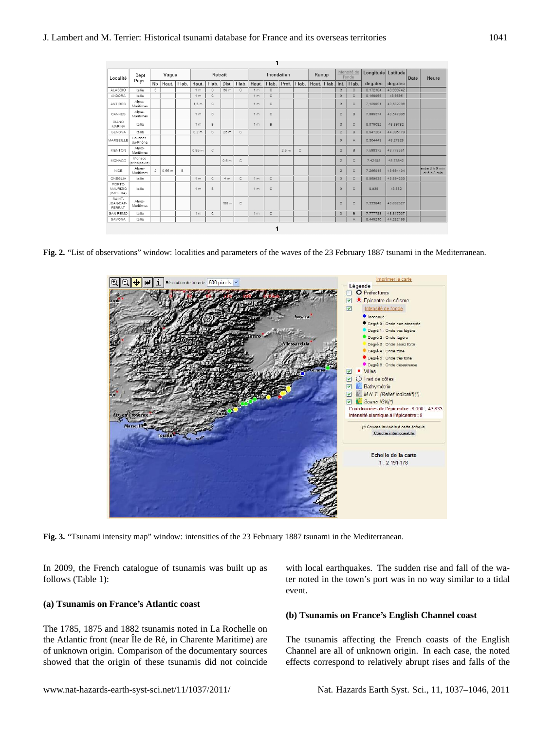| Localité | Dept Pays | Vague | | | Retrait | | | | Inondation | | | | Runup | | Intensité de l'onde | | Longitude | Latitude | Date | Heure |
|---|---|---|---|---|---|---|---|---|---|---|---|---|---|---|---|---|---|---|---|---|
| | | Nb | Haut. | Fiab. | Haut. | Fiab. | Dist. | Fiab. | Haut. | Fiab. | Prof. | Fiab. | Haut. | Fiab. | Int. | Fiab. | deg.dec | deg.dec | | |
| ALASSIO | Italie | 3 | | | 1 m | C | 30 m | C | 1 m | C | | | | | 3 | C | 8.172104 | 43.999742 | | |
| ANDORA | Italie | | | | 1 m | C | | | 1 m | C | | | | | 3 | C | 8.169059 | 43.9595 | | |
| ANTIBES | Alpes-Maritimes | | | | 1,5 m | C | | | 1 m | C | | | | | 3 | C | 7.129091 | 43.582096 | | |
| CANNES | Alpes-Maritimes | | | | 1 m | C | | | 1 m | C | | | | | 2 | B | 7.009374 | 43.547996 | | |
| DIANO MARINA | Italie | | | | 1 m | B | | | 1 m | B | | | | | 3 | C | 8.079582 | 43.89782 | | |
| GENOVA | Italie | | | | 0,2 m | C | 25 m | C | | | | | | | 2 | B | 8.947204 | 44.396179 | | |
| MARSEILLE | Bouches-du-Rhône | | | | | | | | | | | | | | 0 | A | 5.364443 | 43.27928 | | |
| MENTON | Alpes-Maritimes | | | | 0,85 m | C | | | | | 2,5 m | C | | | 2 | B | 7.506372 | 43.778361 | | |
| MONACO | Monaco (principauté) | | | | | | 0,6 m | C | | | | | | | 2 | C | 7.42196 | 43.73542 | | |
| NICE | Alpes-Maritimes | 2 | 0,55 m | B | | | | | | | | | | | 2 | C | 7.265015 | 43.694404 | | entre 6 h 0 min et 6 h 9 min |
| ONEGLIA | Italie | | | | 1 m | C | 4 m | C | 1 m | C | | | | | 3 | C | 8.059938 | 43.894233 | | |
| PORTO MAURIZIO (IMPERIA) | Italie | | | | 1 m | B | | | 1 m | C | | | | | 3 | C | 8,039 | 43,882 | | |
| SAINT-JEAN-CAP-FERRAT | Alpes-Maritimes | | | | | | 100 m | C | | | | | | | 2 | C | 7.333845 | 43.682327 | | |
| SAN REMO | Italie | | | | 1 m | C | | | 1 m | C | | | | | 3 | B | 7.777783 | 43.817567 | | |
| SAVONA | Italie | | | | | | | | | | | | | | | A | 8.449216 | 44.282198 | | |

**Fig. 2.** "List of observations" window: localities and parameters of the waves of the 23 February 1887 tsunami in the Mediterranean.

**Fig. 3.** "Tsunami intensity map" window: intensities of the 23 February 1887 tsunami in the Mediterranean.

In 2009, the French catalogue of tsunamis was built up as follows (Table 1):

### (a) Tsunamis on France's Atlantic coast

The 1785, 1875 and 1882 tsunamis noted in La Rochelle on the Atlantic front (near Île de Ré, in Charente Maritime) are of unknown origin. Comparison of the documentary sources showed that the origin of these tsunamis did not coincide with local earthquakes. The sudden rise and fall of the water noted in the town's port was in no way similar to a tidal event.

### (b) Tsunamis on France's English Channel coast

The tsunamis affecting the French coasts of the English Channel are all of unknown origin. In each case, the noted effects correspond to relatively abrupt rises and falls of the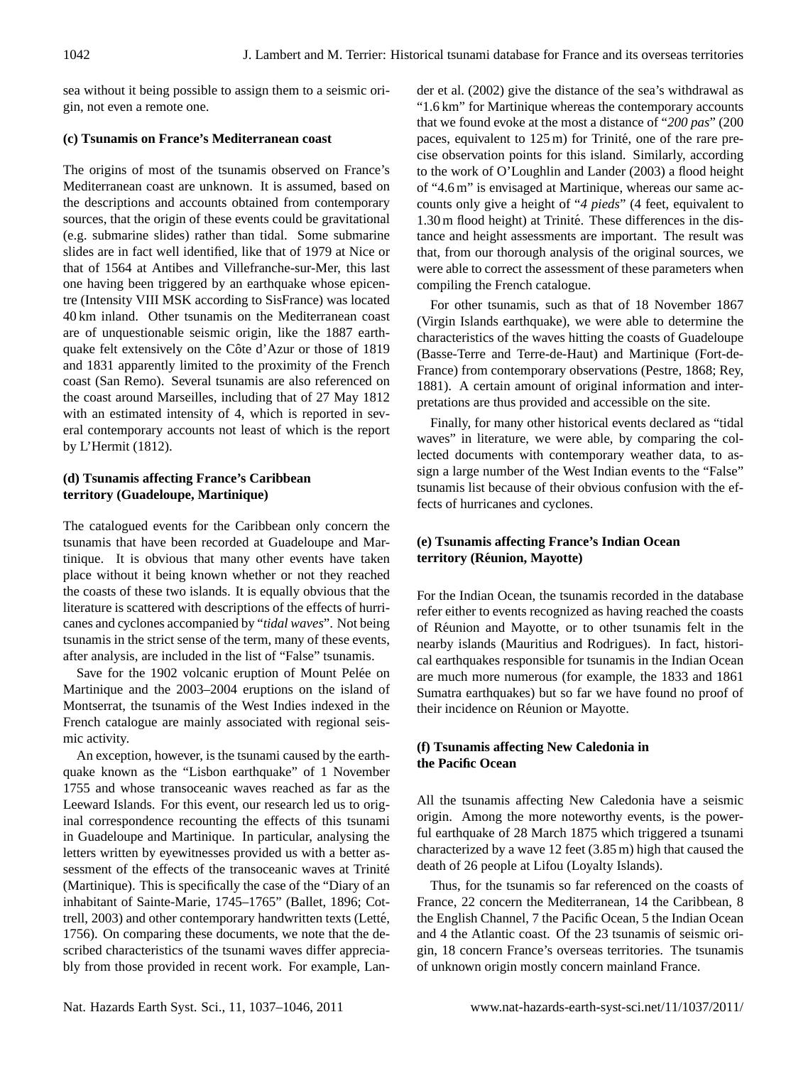sea without it being possible to assign them to a seismic origin, not even a remote one.

### (c) Tsunamis on France's Mediterranean coast

The origins of most of the tsunamis observed on France's Mediterranean coast are unknown. It is assumed, based on the descriptions and accounts obtained from contemporary sources, that the origin of these events could be gravitational (e.g. submarine slides) rather than tidal. Some submarine slides are in fact well identified, like that of 1979 at Nice or that of 1564 at Antibes and Villefranche-sur-Mer, this last one having been triggered by an earthquake whose epicentre (Intensity VIII MSK according to SisFrance) was located 40 km inland. Other tsunamis on the Mediterranean coast are of unquestionable seismic origin, like the 1887 earthquake felt extensively on the Côte d'Azur or those of 1819 and 1831 apparently limited to the proximity of the French coast (San Remo). Several tsunamis are also referenced on the coast around Marseilles, including that of 27 May 1812 with an estimated intensity of 4, which is reported in several contemporary accounts not least of which is the report by L'Hermit (1812).

### (d) Tsunamis affecting France's Caribbean territory (Guadeloupe, Martinique)

The catalogued events for the Caribbean only concern the tsunamis that have been recorded at Guadeloupe and Martinique. It is obvious that many other events have taken place without it being known whether or not they reached the coasts of these two islands. It is equally obvious that the literature is scattered with descriptions of the effects of hurricanes and cyclones accompanied by "*tidal waves*". Not being tsunamis in the strict sense of the term, many of these events, after analysis, are included in the list of "False" tsunamis.

Save for the 1902 volcanic eruption of Mount Pelée on Martinique and the 2003–2004 eruptions on the island of Montserrat, the tsunamis of the West Indies indexed in the French catalogue are mainly associated with regional seismic activity.

An exception, however, is the tsunami caused by the earthquake known as the "Lisbon earthquake" of 1 November 1755 and whose transoceanic waves reached as far as the Leeward Islands. For this event, our research led us to original correspondence recounting the effects of this tsunami in Guadeloupe and Martinique. In particular, analysing the letters written by eyewitnesses provided us with a better assessment of the effects of the transoceanic waves at Trinité (Martinique). This is specifically the case of the "Diary of an inhabitant of Sainte-Marie, 1745–1765" (Ballet, 1896; Cottrell, 2003) and other contemporary handwritten texts (Letté, 1756). On comparing these documents, we note that the described characteristics of the tsunami waves differ appreciably from those provided in recent work. For example, Lander et al. (2002) give the distance of the sea's withdrawal as "1.6 km" for Martinique whereas the contemporary accounts that we found evoke at the most a distance of "*200 pas*" (200 paces, equivalent to 125 m) for Trinité, one of the rare precise observation points for this island. Similarly, according to the work of O'Loughlin and Lander (2003) a flood height of "4.6 m" is envisaged at Martinique, whereas our same accounts only give a height of "*4 pieds*" (4 feet, equivalent to 1.30 m flood height) at Trinité. These differences in the distance and height assessments are important. The result was that, from our thorough analysis of the original sources, we were able to correct the assessment of these parameters when compiling the French catalogue.

For other tsunamis, such as that of 18 November 1867 (Virgin Islands earthquake), we were able to determine the characteristics of the waves hitting the coasts of Guadeloupe (Basse-Terre and Terre-de-Haut) and Martinique (Fort-de-France) from contemporary observations (Pestre, 1868; Rey, 1881). A certain amount of original information and interpretations are thus provided and accessible on the site.

Finally, for many other historical events declared as "tidal waves" in literature, we were able, by comparing the collected documents with contemporary weather data, to assign a large number of the West Indian events to the "False" tsunamis list because of their obvious confusion with the effects of hurricanes and cyclones.

### (e) Tsunamis affecting France's Indian Ocean territory (Réunion, Mayotte)

For the Indian Ocean, the tsunamis recorded in the database refer either to events recognized as having reached the coasts of Réunion and Mayotte, or to other tsunamis felt in the nearby islands (Mauritius and Rodrigues). In fact, historical earthquakes responsible for tsunamis in the Indian Ocean are much more numerous (for example, the 1833 and 1861 Sumatra earthquakes) but so far we have found no proof of their incidence on Réunion or Mayotte.

### (f) Tsunamis affecting New Caledonia in the Pacific Ocean

All the tsunamis affecting New Caledonia have a seismic origin. Among the more noteworthy events, is the powerful earthquake of 28 March 1875 which triggered a tsunami characterized by a wave 12 feet (3.85 m) high that caused the death of 26 people at Lifou (Loyalty Islands).

Thus, for the tsunamis so far referenced on the coasts of France, 22 concern the Mediterranean, 14 the Caribbean, 8 the English Channel, 7 the Pacific Ocean, 5 the Indian Ocean and 4 the Atlantic coast. Of the 23 tsunamis of seismic origin, 18 concern France's overseas territories. The tsunamis of unknown origin mostly concern mainland France.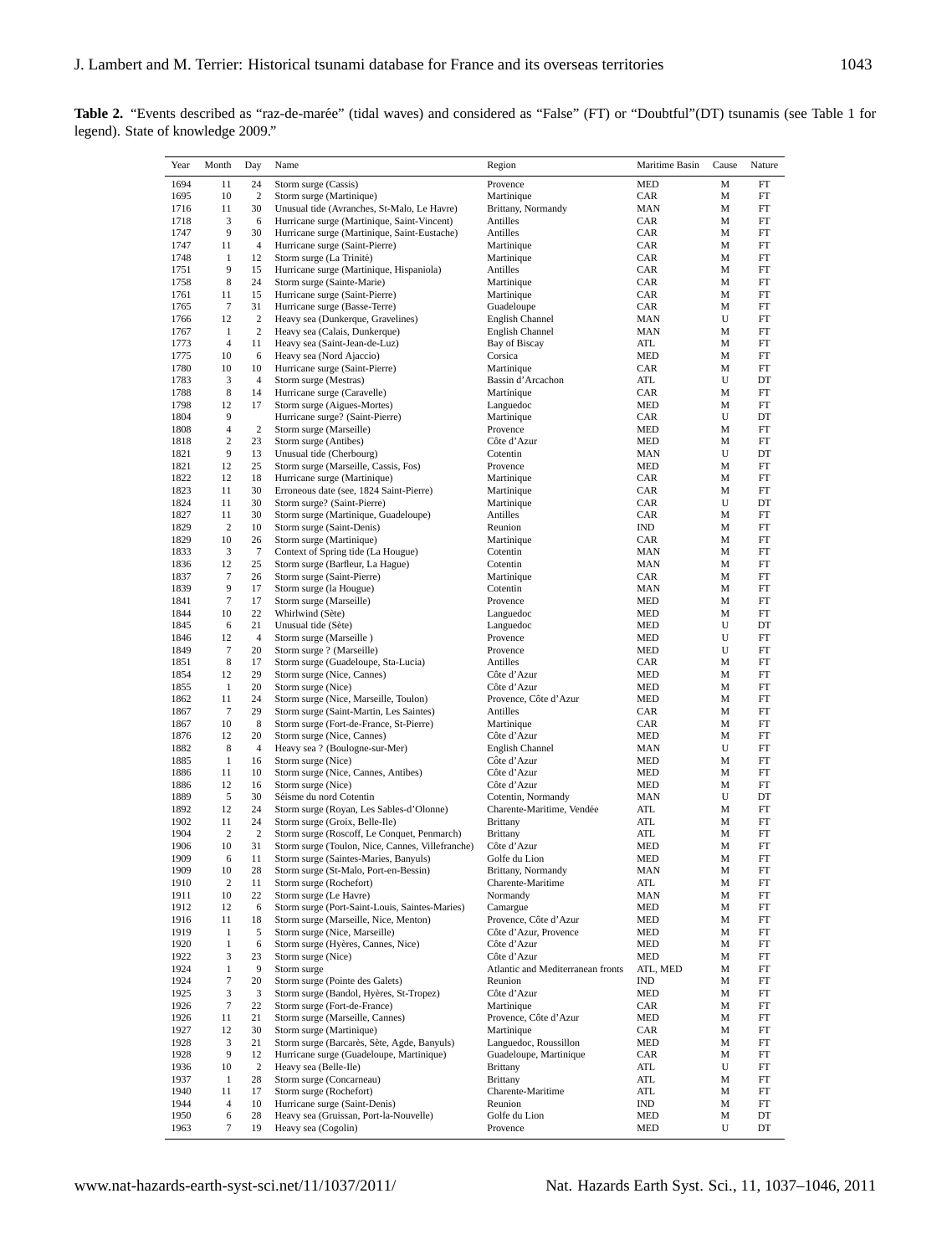**Table 2.** "Events described as "raz-de-marée" (tidal waves) and considered as "False" (FT) or "Doubtful"(DT) tsunamis (see Table 1 for legend). State of knowledge 2009."

| Year | Month | Day | Name | Region | Maritime Basin | Cause | Nature |
|---|---|---|---|---|---|---|---|
| 1694 | 11 | 24 | Storm surge (Cassis) | Provence | MED | M | FT |
| 1695 | 10 | 2 | Storm surge (Martinique) | Martinique | CAR | M | FT |
| 1716 | 11 | 30 | Unusual tide (Avranches, St-Malo, Le Havre) | Brittany, Normandy | MAN | M | FT |
| 1718 | 3 | 6 | Hurricane surge (Martinique, Saint-Vincent) | Antilles | CAR | M | FT |
| 1747 | 9 | 30 | Hurricane surge (Martinique, Saint-Eustache) | Antilles | CAR | M | FT |
| 1747 | 11 | 4 | Hurricane surge (Saint-Pierre) | Martinique | CAR | M | FT |
| 1748 | 1 | 12 | Storm surge (La Trinité) | Martinique | CAR | M | FT |
| 1751 | 9 | 15 | Hurricane surge (Martinique, Hispaniola) | Antilles | CAR | M | FT |
| 1758 | 8 | 24 | Storm surge (Sainte-Marie) | Martinique | CAR | M | FT |
| 1761 | 11 | 15 | Hurricane surge (Saint-Pierre) | Martinique | CAR | M | FT |
| 1765 | 7 | 31 | Hurricane surge (Basse-Terre) | Guadeloupe | CAR | M | FT |
| 1766 | 12 | 2 | Heavy sea (Dunkerque, Gravelines) | English Channel | MAN | U | FT |
| 1767 | 1 | 2 | Heavy sea (Calais, Dunkerque) | English Channel | MAN | M | FT |
| 1773 | 4 | 11 | Heavy sea (Saint-Jean-de-Luz) | Bay of Biscay | ATL | M | FT |
| 1775 | 10 | 6 | Heavy sea (Nord Ajaccio) | Corsica | MED | M | FT |
| 1780 | 10 | 10 | Hurricane surge (Saint-Pierre) | Martinique | CAR | M | FT |
| 1783 | 3 | 4 | Storm surge (Mestras) | Bassin d'Arcachon | ATL | U | DT |
| 1788 | 8 | 14 | Hurricane surge (Caravelle) | Martinique | CAR | M | FT |
| 1798 | 12 | 17 | Storm surge (Aigues-Mortes) | Languedoc | MED | M | FT |
| 1804 | 9 | | Hurricane surge? (Saint-Pierre) | Martinique | CAR | U | DT |
| 1808 | 4 | 2 | Storm surge (Marseille) | Provence | MED | M | FT |
| 1818 | 2 | 23 | Storm surge (Antibes) | Côte d'Azur | MED | M | FT |
| 1821 | 9 | 13 | Unusual tide (Cherbourg) | Cotentin | MAN | U | DT |
| 1821 | 12 | 25 | Storm surge (Marseille, Cassis, Fos) | Provence | MED | M | FT |
| 1822 | 12 | 18 | Hurricane surge (Martinique) | Martinique | CAR | M | FT |
| 1823 | 11 | 30 | Erroneous date (see, 1824 Saint-Pierre) | Martinique | CAR | M | FT |
| 1824 | 11 | 30 | Storm surge? (Saint-Pierre) | Martinique | CAR | U | DT |
| 1827 | 11 | 30 | Storm surge (Martinique, Guadeloupe) | Antilles | CAR | M | FT |
| 1829 | 2 | 10 | Storm surge (Saint-Denis) | Reunion | IND | M | FT |
| 1829 | 10 | 26 | Storm surge (Martinique) | Martinique | CAR | M | FT |
| 1833 | 3 | 7 | Context of Spring tide (La Hougue) | Cotentin | MAN | M | FT |
| 1836 | 12 | 25 | Storm surge (Barfleur, La Hague) | Cotentin | MAN | M | FT |
| 1837 | 7 | 26 | Storm surge (Saint-Pierre) | Martinique | CAR | M | FT |
| 1839 | 9 | 17 | Storm surge (la Hougue) | Cotentin | MAN | M | FT |
| 1841 | 7 | 17 | Storm surge (Marseille) | Provence | MED | M | FT |
| 1844 | 10 | 22 | Whirlwind (Sète) | Languedoc | MED | M | FT |
| 1845 | 6 | 21 | Unusual tide (Sète) | Languedoc | MED | U | DT |
| 1846 | 12 | 4 | Storm surge (Marseille ) | Provence | MED | U | FT |
| 1849 | 7 | 20 | Storm surge ? (Marseille) | Provence | MED | U | FT |
| 1851 | 8 | 17 | Storm surge (Guadeloupe, Sta-Lucia) | Antilles | CAR | M | FT |
| 1854 | 12 | 29 | Storm surge (Nice, Cannes) | Côte d'Azur | MED | M | FT |
| 1855 | 1 | 20 | Storm surge (Nice) | Côte d'Azur | MED | M | FT |
| 1862 | 11 | 24 | Storm surge (Nice, Marseille, Toulon) | Provence, Côte d'Azur | MED | M | FT |
| 1867 | 7 | 29 | Storm surge (Saint-Martin, Les Saintes) | Antilles | CAR | M | FT |
| 1867 | 10 | 8 | Storm surge (Fort-de-France, St-Pierre) | Martinique | CAR | M | FT |
| 1876 | 12 | 20 | Storm surge (Nice, Cannes) | Côte d'Azur | MED | M | FT |
| 1882 | 8 | 4 | Heavy sea ? (Boulogne-sur-Mer) | English Channel | MAN | U | FT |
| 1885 | 1 | 16 | Storm surge (Nice) | Côte d'Azur | MED | M | FT |
| 1886 | 11 | 10 | Storm surge (Nice, Cannes, Antibes) | Côte d'Azur | MED | M | FT |
| 1886 | 12 | 16 | Storm surge (Nice) | Côte d'Azur | MED | M | FT |
| 1889 | 5 | 30 | Séisme du nord Cotentin | Cotentin, Normandy | MAN | U | DT |
| 1892 | 12 | 24 | Storm surge (Royan, Les Sables-d'Olonne) | Charente-Maritime, Vendée | ATL | M | FT |
| 1902 | 11 | 24 | Storm surge (Groix, Belle-Ile) | Brittany | ATL | M | FT |
| 1904 | 2 | 2 | Storm surge (Roscoff, Le Conquet, Penmarch) | Brittany | ATL | M | FT |
| 1906 | 10 | 31 | Storm surge (Toulon, Nice, Cannes, Villefranche) | Côte d'Azur | MED | M | FT |
| 1909 | 6 | 11 | Storm surge (Saintes-Maries, Banyuls) | Golfe du Lion | MED | M | FT |
| 1909 | 10 | 28 | Storm surge (St-Malo, Port-en-Bessin) | Brittany, Normandy | MAN | M | FT |
| 1910 | 2 | 11 | Storm surge (Rochefort) | Charente-Maritime | ATL | M | FT |
| 1911 | 10 | 22 | Storm surge (Le Havre) | Normandy | MAN | M | FT |
| 1912 | 12 | 6 | Storm surge (Port-Saint-Louis, Saintes-Maries) | Camargue | MED | M | FT |
| 1916 | 11 | 18 | Storm surge (Marseille, Nice, Menton) | Provence, Côte d'Azur | MED | M | FT |
| 1919 | 1 | 5 | Storm surge (Nice, Marseille) | Côte d'Azur, Provence | MED | M | FT |
| 1920 | 1 | 6 | Storm surge (Hyères, Cannes, Nice) | Côte d'Azur | MED | M | FT |
| 1922 | 3 | 23 | Storm surge (Nice) | Côte d'Azur | MED | M | FT |
| 1924 | 1 | 9 | Storm surge | Atlantic and Mediterranean fronts | ATL, MED | M | FT |
| 1924 | 7 | 20 | Storm surge (Pointe des Galets) | Reunion | IND | M | FT |
| 1925 | 3 | 3 | Storm surge (Bandol, Hyères, St-Tropez) | Côte d'Azur | MED | M | FT |
| 1926 | 7 | 22 | Storm surge (Fort-de-France) | Martinique | CAR | M | FT |
| 1926 | 11 | 21 | Storm surge (Marseille, Cannes) | Provence, Côte d'Azur | MED | M | FT |
| 1927 | 12 | 30 | Storm surge (Martinique) | Martinique | CAR | M | FT |
| 1928 | 3 | 21 | Storm surge (Barcarès, Sète, Agde, Banyuls) | Languedoc, Roussillon | MED | M | FT |
| 1928 | 9 | 12 | Hurricane surge (Guadeloupe, Martinique) | Guadeloupe, Martinique | CAR | M | FT |
| 1936 | 10 | 2 | Heavy sea (Belle-Ile) | Brittany | ATL | U | FT |
| 1937 | 1 | 28 | Storm surge (Concarneau) | Brittany | ATL | M | FT |
| 1940 | 11 | 17 | Storm surge (Rochefort) | Charente-Maritime | ATL | M | FT |
| 1944 | 4 | 10 | Hurricane surge (Saint-Denis) | Reunion | IND | M | FT |
| 1950 | 6 | 28 | Heavy sea (Gruissan, Port-la-Nouvelle) | Golfe du Lion | MED | M | DT |
| 1963 | 7 | 19 | Heavy sea (Cogolin) | Provence | MED | U | DT |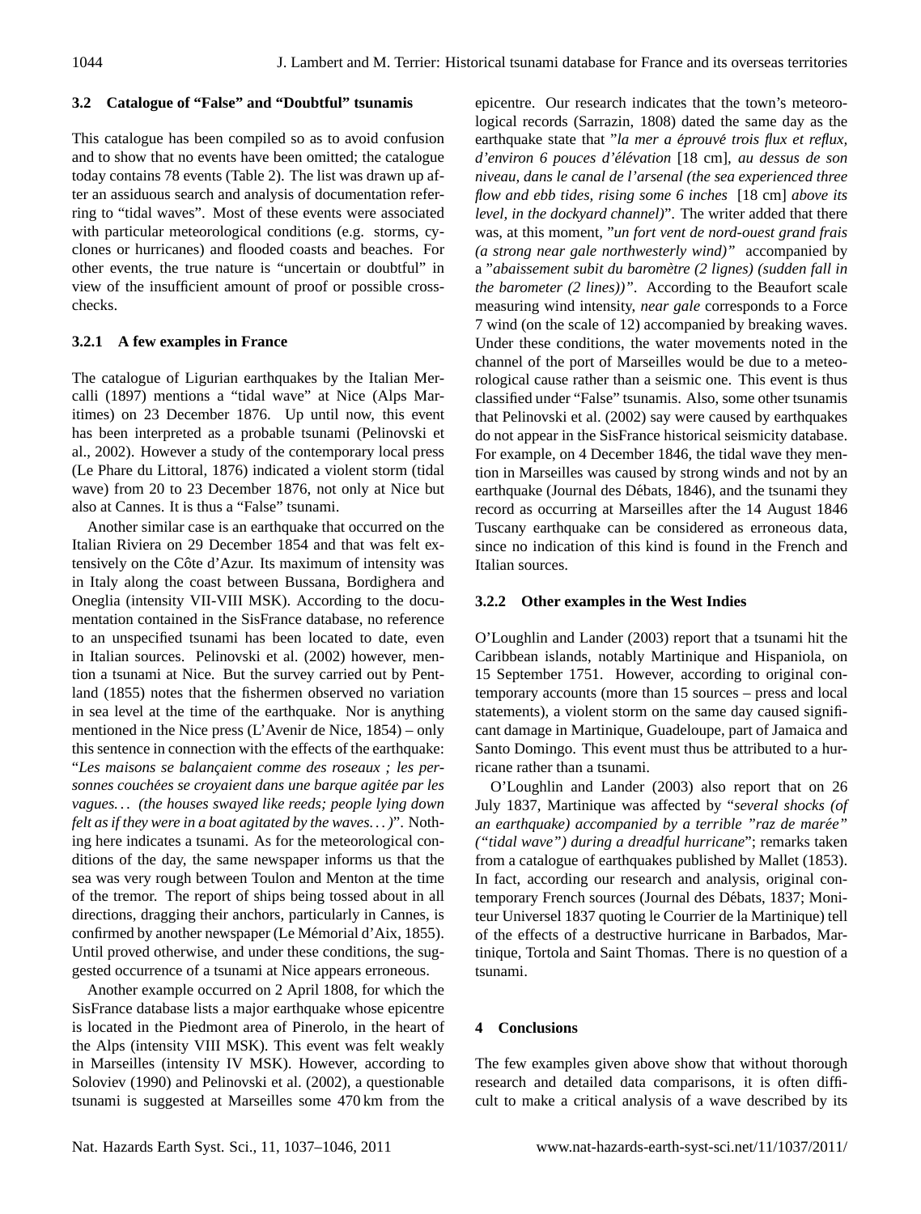### 3.2 Catalogue of "False" and "Doubtful" tsunamis

This catalogue has been compiled so as to avoid confusion and to show that no events have been omitted; the catalogue today contains 78 events (Table 2). The list was drawn up after an assiduous search and analysis of documentation referring to "tidal waves". Most of these events were associated with particular meteorological conditions (e.g. storms, cyclones or hurricanes) and flooded coasts and beaches. For other events, the true nature is "uncertain or doubtful" in view of the insufficient amount of proof or possible cross-checks.

#### 3.2.1 A few examples in France

The catalogue of Ligurian earthquakes by the Italian Mercalli (1897) mentions a "tidal wave" at Nice (Alps Maritimes) on 23 December 1876. Up until now, this event has been interpreted as a probable tsunami (Pelinovski et al., 2002). However a study of the contemporary local press (Le Phare du Littoral, 1876) indicated a violent storm (tidal wave) from 20 to 23 December 1876, not only at Nice but also at Cannes. It is thus a "False" tsunami.

Another similar case is an earthquake that occurred on the Italian Riviera on 29 December 1854 and that was felt extensively on the Côte d'Azur. Its maximum of intensity was in Italy along the coast between Bussana, Bordighera and Oneglia (intensity VII-VIII MSK). According to the documentation contained in the SisFrance database, no reference to an unspecified tsunami has been located to date, even in Italian sources. Pelinovski et al. (2002) however, mention a tsunami at Nice. But the survey carried out by Pentland (1855) notes that the fishermen observed no variation in sea level at the time of the earthquake. Nor is anything mentioned in the Nice press (L'Avenir de Nice, 1854) – only this sentence in connection with the effects of the earthquake: "*Les maisons se balançaient comme des roseaux ; les personnes couchées se croyaient dans une barque agitée par les vagues. . . (the houses swayed like reeds; people lying down felt as if they were in a boat agitated by the waves. . . )*". Nothing here indicates a tsunami. As for the meteorological conditions of the day, the same newspaper informs us that the sea was very rough between Toulon and Menton at the time of the tremor. The report of ships being tossed about in all directions, dragging their anchors, particularly in Cannes, is confirmed by another newspaper (Le Mémorial d'Aix, 1855). Until proved otherwise, and under these conditions, the suggested occurrence of a tsunami at Nice appears erroneous.

Another example occurred on 2 April 1808, for which the SisFrance database lists a major earthquake whose epicentre is located in the Piedmont area of Pinerolo, in the heart of the Alps (intensity VIII MSK). This event was felt weakly in Marseilles (intensity IV MSK). However, according to Soloviev (1990) and Pelinovski et al. (2002), a questionable tsunami is suggested at Marseilles some 470 km from the epicentre. Our research indicates that the town's meteorological records (Sarrazin, 1808) dated the same day as the earthquake state that *"la mer a éprouvé trois flux et reflux, d'environ 6 pouces d'élévation* [18 cm]*, au dessus de son niveau, dans le canal de l'arsenal (the sea experienced three flow and ebb tides, rising some 6 inches* [18 cm] *above its level, in the dockyard channel)"*. The writer added that there was, at this moment, *"un fort vent de nord-ouest grand frais (a strong near gale northwesterly wind)"* accompanied by a *"abaissement subit du baromètre (2 lignes) (sudden fall in the barometer (2 lines))"*. According to the Beaufort scale measuring wind intensity, *near gale* corresponds to a Force 7 wind (on the scale of 12) accompanied by breaking waves. Under these conditions, the water movements noted in the channel of the port of Marseilles would be due to a meteorological cause rather than a seismic one. This event is thus classified under "False" tsunamis. Also, some other tsunamis that Pelinovski et al. (2002) say were caused by earthquakes do not appear in the SisFrance historical seismicity database. For example, on 4 December 1846, the tidal wave they mention in Marseilles was caused by strong winds and not by an earthquake (Journal des Débats, 1846), and the tsunami they record as occurring at Marseilles after the 14 August 1846 Tuscany earthquake can be considered as erroneous data, since no indication of this kind is found in the French and Italian sources.

#### 3.2.2 Other examples in the West Indies

O'Loughlin and Lander (2003) report that a tsunami hit the Caribbean islands, notably Martinique and Hispaniola, on 15 September 1751. However, according to original contemporary accounts (more than 15 sources – press and local statements), a violent storm on the same day caused significant damage in Martinique, Guadeloupe, part of Jamaica and Santo Domingo. This event must thus be attributed to a hurricane rather than a tsunami.

O'Loughlin and Lander (2003) also report that on 26 July 1837, Martinique was affected by "*several shocks (of an earthquake) accompanied by a terrible "raz de marée" ("tidal wave") during a dreadful hurricane*"; remarks taken from a catalogue of earthquakes published by Mallet (1853). In fact, according our research and analysis, original contemporary French sources (Journal des Débats, 1837; Moniteur Universel 1837 quoting le Courrier de la Martinique) tell of the effects of a destructive hurricane in Barbados, Martinique, Tortola and Saint Thomas. There is no question of a tsunami.

## 4 Conclusions

The few examples given above show that without thorough research and detailed data comparisons, it is often difficult to make a critical analysis of a wave described by its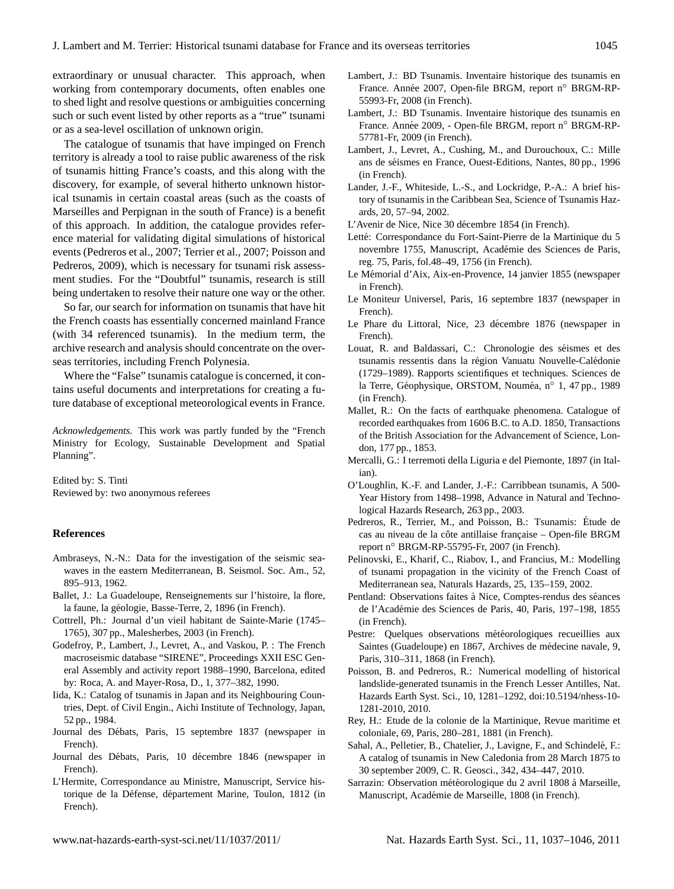extraordinary or unusual character. This approach, when working from contemporary documents, often enables one to shed light and resolve questions or ambiguities concerning such or such event listed by other reports as a "true" tsunami or as a sea-level oscillation of unknown origin.

The catalogue of tsunamis that have impinged on French territory is already a tool to raise public awareness of the risk of tsunamis hitting France's coasts, and this along with the discovery, for example, of several hitherto unknown historical tsunamis in certain coastal areas (such as the coasts of Marseilles and Perpignan in the south of France) is a benefit of this approach. In addition, the catalogue provides reference material for validating digital simulations of historical events (Pedreros et al., 2007; Terrier et al., 2007; Poisson and Pedreros, 2009), which is necessary for tsunami risk assessment studies. For the "Doubtful" tsunamis, research is still being undertaken to resolve their nature one way or the other.

So far, our search for information on tsunamis that have hit the French coasts has essentially concerned mainland France (with 34 referenced tsunamis). In the medium term, the archive research and analysis should concentrate on the overseas territories, including French Polynesia.

Where the "False" tsunamis catalogue is concerned, it contains useful documents and interpretations for creating a future database of exceptional meteorological events in France.

*Acknowledgements.* This work was partly funded by the "French Ministry for Ecology, Sustainable Development and Spatial Planning".

Edited by: S. Tinti
Reviewed by: two anonymous referees

## References

Ambraseys, N.-N.: Data for the investigation of the seismic seawaves in the eastern Mediterranean, B. Seismol. Soc. Am., 52, 895–913, 1962.

Ballet, J.: La Guadeloupe, Renseignements sur l'histoire, la flore, la faune, la géologie, Basse-Terre, 2, 1896 (in French).

Cottrell, Ph.: Journal d'un vieil habitant de Sainte-Marie (1745–1765), 307 pp., Malesherbes, 2003 (in French).

Godefroy, P., Lambert, J., Levret, A., and Vaskou, P. : The French macroseismic database "SIRENE", Proceedings XXII ESC General Assembly and activity report 1988–1990, Barcelona, edited by: Roca, A. and Mayer-Rosa, D., 1, 377–382, 1990.

Iida, K.: Catalog of tsunamis in Japan and its Neighbouring Countries, Dept. of Civil Engin., Aichi Institute of Technology, Japan, 52 pp., 1984.

Journal des Débats, Paris, 15 septembre 1837 (newspaper in French).

Journal des Débats, Paris, 10 décembre 1846 (newspaper in French).

L'Hermite, Correspondance au Ministre, Manuscript, Service historique de la Défense, département Marine, Toulon, 1812 (in French).

Lambert, J.: BD Tsunamis. Inventaire historique des tsunamis en France. Année 2007, Open-file BRGM, report n° BRGM-RP-55993-Fr, 2008 (in French).

Lambert, J.: BD Tsunamis. Inventaire historique des tsunamis en France. Année 2009, - Open-file BRGM, report n° BRGM-RP-57781-Fr, 2009 (in French).

Lambert, J., Levret, A., Cushing, M., and Durouchoux, C.: Mille ans de séismes en France, Ouest-Editions, Nantes, 80 pp., 1996 (in French).

Lander, J.-F., Whiteside, L.-S., and Lockridge, P.-A.: A brief history of tsunamis in the Caribbean Sea, Science of Tsunamis Hazards, 20, 57–94, 2002.

L'Avenir de Nice, Nice 30 décembre 1854 (in French).

Letté: Correspondance du Fort-Saint-Pierre de la Martinique du 5 novembre 1755, Manuscript, Académie des Sciences de Paris, reg. 75, Paris, fol.48–49, 1756 (in French).

Le Mémorial d'Aix, Aix-en-Provence, 14 janvier 1855 (newspaper in French).

Le Moniteur Universel, Paris, 16 septembre 1837 (newspaper in French).

Le Phare du Littoral, Nice, 23 décembre 1876 (newspaper in French).

Louat, R. and Baldassari, C.: Chronologie des séismes et des tsunamis ressentis dans la région Vanuatu Nouvelle-Calédonie (1729–1989). Rapports scientifiques et techniques. Sciences de la Terre, Géophysique, ORSTOM, Nouméa, n° 1, 47 pp., 1989 (in French).

Mallet, R.: On the facts of earthquake phenomena. Catalogue of recorded earthquakes from 1606 B.C. to A.D. 1850, Transactions of the British Association for the Advancement of Science, London, 177 pp., 1853.

Mercalli, G.: I terremoti della Liguria e del Piemonte, 1897 (in Italian).

O'Loughlin, K.-F. and Lander, J.-F.: Carribbean tsunamis, A 500-Year History from 1498–1998, Advance in Natural and Technological Hazards Research, 263 pp., 2003.

Pedreros, R., Terrier, M., and Poisson, B.: Tsunamis: Étude de cas au niveau de la côte antillaise française – Open-file BRGM report n° BRGM-RP-55795-Fr, 2007 (in French).

Pelinovski, E., Kharif, C., Riabov, I., and Francius, M.: Modelling of tsunami propagation in the vicinity of the French Coast of Mediterranean sea, Naturals Hazards, 25, 135–159, 2002.

Pentland: Observations faites à Nice, Comptes-rendus des séances de l'Académie des Sciences de Paris, 40, Paris, 197–198, 1855 (in French).

Pestre: Quelques observations météorologiques recueillies aux Saintes (Guadeloupe) en 1867, Archives de médecine navale, 9, Paris, 310–311, 1868 (in French).

Poisson, B. and Pedreros, R.: Numerical modelling of historical landslide-generated tsunamis in the French Lesser Antilles, Nat. Hazards Earth Syst. Sci., 10, 1281–1292, doi:10.5194/nhess-10-1281-2010, 2010.

Rey, H.: Etude de la colonie de la Martinique, Revue maritime et coloniale, 69, Paris, 280–281, 1881 (in French).

Sahal, A., Pelletier, B., Chatelier, J., Lavigne, F., and Schindelé, F.: A catalog of tsunamis in New Caledonia from 28 March 1875 to 30 september 2009, C. R. Geosci., 342, 434–447, 2010.

Sarrazin: Observation météorologique du 2 avril 1808 à Marseille, Manuscript, Académie de Marseille, 1808 (in French).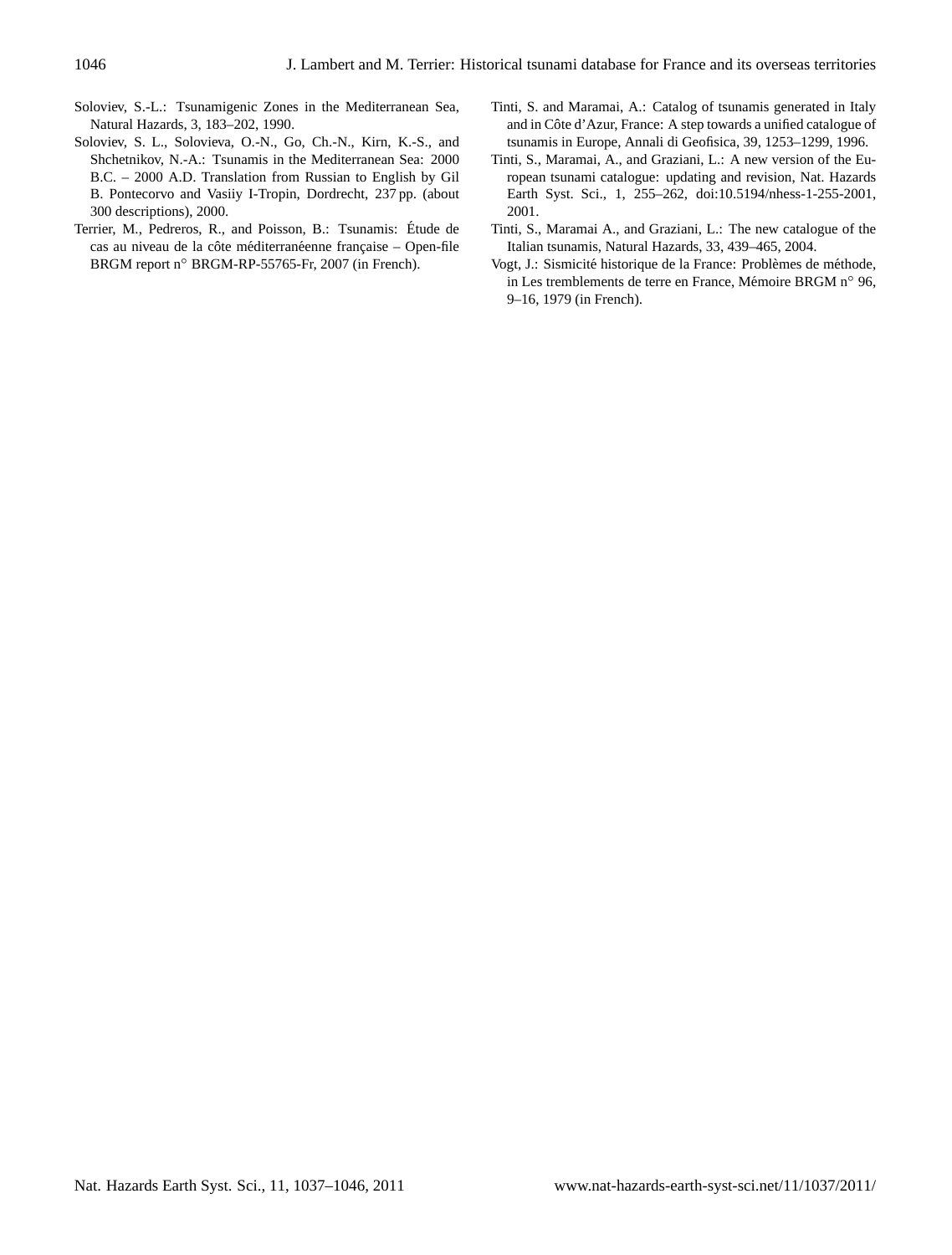Soloviev, S.-L.: Tsunamigenic Zones in the Mediterranean Sea, Natural Hazards, 3, 183–202, 1990.

Soloviev, S. L., Solovieva, O.-N., Go, Ch.-N., Kirn, K.-S., and Shchetnikov, N.-A.: Tsunamis in the Mediterranean Sea: 2000 B.C. – 2000 A.D. Translation from Russian to English by Gil B. Pontecorvo and Vasiiy I-Tropin, Dordrecht, 237 pp. (about 300 descriptions), 2000.

Terrier, M., Pedreros, R., and Poisson, B.: Tsunamis: Étude de cas au niveau de la côte méditerranéenne française – Open-file BRGM report n° BRGM-RP-55765-Fr, 2007 (in French).

Tinti, S. and Maramai, A.: Catalog of tsunamis generated in Italy and in Côte d'Azur, France: A step towards a unified catalogue of tsunamis in Europe, Annali di Geofisica, 39, 1253–1299, 1996.

Tinti, S., Maramai, A., and Graziani, L.: A new version of the European tsunami catalogue: updating and revision, Nat. Hazards Earth Syst. Sci., 1, 255–262, doi:10.5194/nhess-1-255-2001, 2001.

Tinti, S., Maramai A., and Graziani, L.: The new catalogue of the Italian tsunamis, Natural Hazards, 33, 439–465, 2004.

Vogt, J.: Sismicité historique de la France: Problèmes de méthode, in Les tremblements de terre en France, Mémoire BRGM n° 96, 9–16, 1979 (in French).